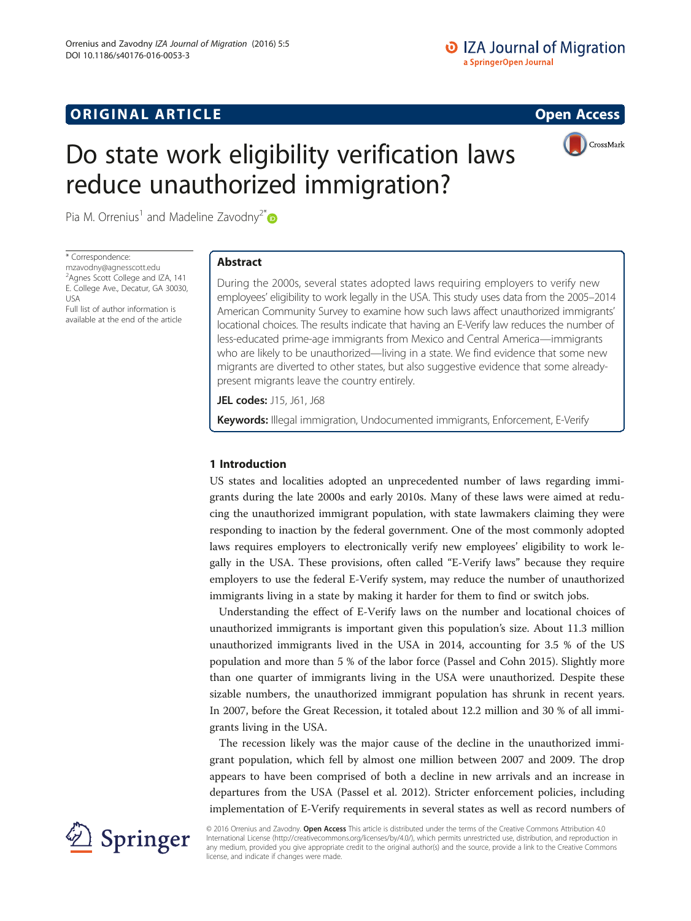ORIGINAL ARTICLE

Open Access

# Do state work eligibility verification laws reduce unauthorized immigration?

Pia M. Orrenius[1] and Madeline Zavodny[2*]

\* Correspondence: mzavodny@agnesscott.edu
[2]Agnes Scott College and IZA, 141 E. College Ave., Decatur, GA 30030, USA
Full list of author information is available at the end of the article

## Abstract

During the 2000s, several states adopted laws requiring employers to verify new employees' eligibility to work legally in the USA. This study uses data from the 2005–2014 American Community Survey to examine how such laws affect unauthorized immigrants' locational choices. The results indicate that having an E-Verify law reduces the number of less-educated prime-age immigrants from Mexico and Central America—immigrants who are likely to be unauthorized—living in a state. We find evidence that some new migrants are diverted to other states, but also suggestive evidence that some already-present migrants leave the country entirely.

**JEL codes:** J15, J61, J68

**Keywords:** Illegal immigration, Undocumented immigrants, Enforcement, E-Verify

## 1 Introduction

US states and localities adopted an unprecedented number of laws regarding immigrants during the late 2000s and early 2010s. Many of these laws were aimed at reducing the unauthorized immigrant population, with state lawmakers claiming they were responding to inaction by the federal government. One of the most commonly adopted laws requires employers to electronically verify new employees' eligibility to work legally in the USA. These provisions, often called "E-Verify laws" because they require employers to use the federal E-Verify system, may reduce the number of unauthorized immigrants living in a state by making it harder for them to find or switch jobs.

Understanding the effect of E-Verify laws on the number and locational choices of unauthorized immigrants is important given this population's size. About 11.3 million unauthorized immigrants lived in the USA in 2014, accounting for 3.5 % of the US population and more than 5 % of the labor force (Passel and Cohn 2015). Slightly more than one quarter of immigrants living in the USA were unauthorized. Despite these sizable numbers, the unauthorized immigrant population has shrunk in recent years. In 2007, before the Great Recession, it totaled about 12.2 million and 30 % of all immigrants living in the USA.

The recession likely was the major cause of the decline in the unauthorized immigrant population, which fell by almost one million between 2007 and 2009. The drop appears to have been comprised of both a decline in new arrivals and an increase in departures from the USA (Passel et al. 2012). Stricter enforcement policies, including implementation of E-Verify requirements in several states as well as record numbers of

© 2016 Orrenius and Zavodny. **Open Access** This article is distributed under the terms of the Creative Commons Attribution 4.0 International License (http://creativecommons.org/licenses/by/4.0/), which permits unrestricted use, distribution, and reproduction in any medium, provided you give appropriate credit to the original author(s) and the source, provide a link to the Creative Commons license, and indicate if changes were made.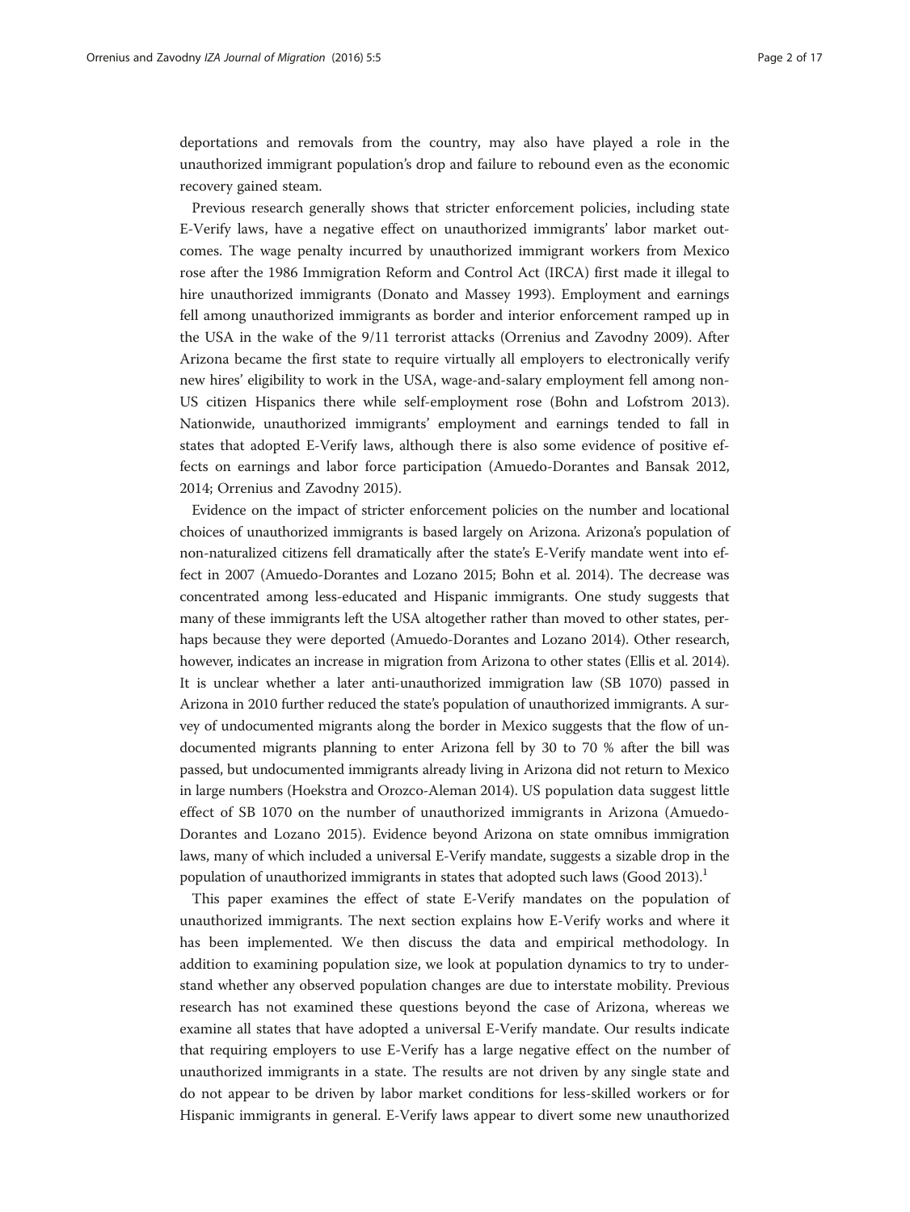deportations and removals from the country, may also have played a role in the unauthorized immigrant population's drop and failure to rebound even as the economic recovery gained steam.

Previous research generally shows that stricter enforcement policies, including state E-Verify laws, have a negative effect on unauthorized immigrants' labor market outcomes. The wage penalty incurred by unauthorized immigrant workers from Mexico rose after the 1986 Immigration Reform and Control Act (IRCA) first made it illegal to hire unauthorized immigrants (Donato and Massey 1993). Employment and earnings fell among unauthorized immigrants as border and interior enforcement ramped up in the USA in the wake of the 9/11 terrorist attacks (Orrenius and Zavodny 2009). After Arizona became the first state to require virtually all employers to electronically verify new hires' eligibility to work in the USA, wage-and-salary employment fell among non-US citizen Hispanics there while self-employment rose (Bohn and Lofstrom 2013). Nationwide, unauthorized immigrants' employment and earnings tended to fall in states that adopted E-Verify laws, although there is also some evidence of positive effects on earnings and labor force participation (Amuedo-Dorantes and Bansak 2012, 2014; Orrenius and Zavodny 2015).

Evidence on the impact of stricter enforcement policies on the number and locational choices of unauthorized immigrants is based largely on Arizona. Arizona's population of non-naturalized citizens fell dramatically after the state's E-Verify mandate went into effect in 2007 (Amuedo-Dorantes and Lozano 2015; Bohn et al. 2014). The decrease was concentrated among less-educated and Hispanic immigrants. One study suggests that many of these immigrants left the USA altogether rather than moved to other states, perhaps because they were deported (Amuedo-Dorantes and Lozano 2014). Other research, however, indicates an increase in migration from Arizona to other states (Ellis et al. 2014). It is unclear whether a later anti-unauthorized immigration law (SB 1070) passed in Arizona in 2010 further reduced the state's population of unauthorized immigrants. A survey of undocumented migrants along the border in Mexico suggests that the flow of undocumented migrants planning to enter Arizona fell by 30 to 70 % after the bill was passed, but undocumented immigrants already living in Arizona did not return to Mexico in large numbers (Hoekstra and Orozco-Aleman 2014). US population data suggest little effect of SB 1070 on the number of unauthorized immigrants in Arizona (Amuedo-Dorantes and Lozano 2015). Evidence beyond Arizona on state omnibus immigration laws, many of which included a universal E-Verify mandate, suggests a sizable drop in the population of unauthorized immigrants in states that adopted such laws (Good 2013).[1]

This paper examines the effect of state E-Verify mandates on the population of unauthorized immigrants. The next section explains how E-Verify works and where it has been implemented. We then discuss the data and empirical methodology. In addition to examining population size, we look at population dynamics to try to understand whether any observed population changes are due to interstate mobility. Previous research has not examined these questions beyond the case of Arizona, whereas we examine all states that have adopted a universal E-Verify mandate. Our results indicate that requiring employers to use E-Verify has a large negative effect on the number of unauthorized immigrants in a state. The results are not driven by any single state and do not appear to be driven by labor market conditions for less-skilled workers or for Hispanic immigrants in general. E-Verify laws appear to divert some new unauthorized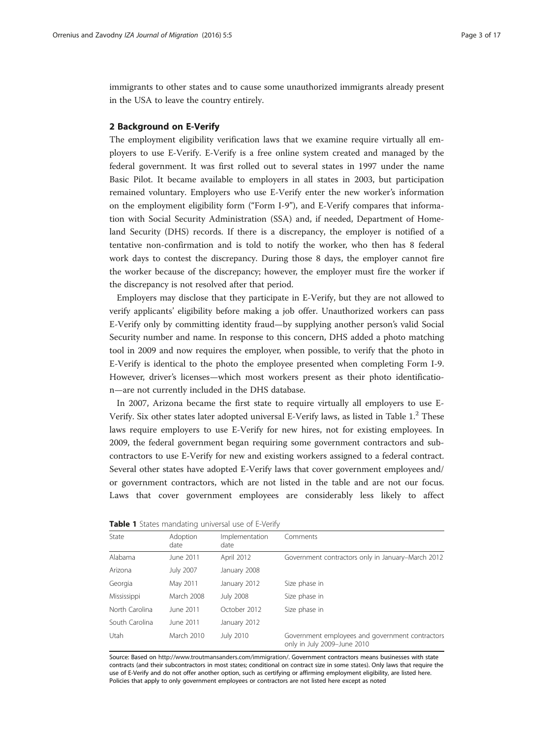immigrants to other states and to cause some unauthorized immigrants already present in the USA to leave the country entirely.

## 2 Background on E-Verify

The employment eligibility verification laws that we examine require virtually all employers to use E-Verify. E-Verify is a free online system created and managed by the federal government. It was first rolled out to several states in 1997 under the name Basic Pilot. It became available to employers in all states in 2003, but participation remained voluntary. Employers who use E-Verify enter the new worker's information on the employment eligibility form ("Form I-9"), and E-Verify compares that information with Social Security Administration (SSA) and, if needed, Department of Homeland Security (DHS) records. If there is a discrepancy, the employer is notified of a tentative non-confirmation and is told to notify the worker, who then has 8 federal work days to contest the discrepancy. During those 8 days, the employer cannot fire the worker because of the discrepancy; however, the employer must fire the worker if the discrepancy is not resolved after that period.

Employers may disclose that they participate in E-Verify, but they are not allowed to verify applicants' eligibility before making a job offer. Unauthorized workers can pass E-Verify only by committing identity fraud—by supplying another person's valid Social Security number and name. In response to this concern, DHS added a photo matching tool in 2009 and now requires the employer, when possible, to verify that the photo in E-Verify is identical to the photo the employee presented when completing Form I-9. However, driver's licenses—which most workers present as their photo identification—are not currently included in the DHS database.

In 2007, Arizona became the first state to require virtually all employers to use E-Verify. Six other states later adopted universal E-Verify laws, as listed in Table 1.[2] These laws require employers to use E-Verify for new hires, not for existing employees. In 2009, the federal government began requiring some government contractors and subcontractors to use E-Verify for new and existing workers assigned to a federal contract. Several other states have adopted E-Verify laws that cover government employees and/or government contractors, which are not listed in the table and are not our focus. Laws that cover government employees are considerably less likely to affect

**Table 1** States mandating universal use of E-Verify

| State | Adoption date | Implementation date | Comments |
|---|---|---|---|
| Alabama | June 2011 | April 2012 | Government contractors only in January–March 2012 |
| Arizona | July 2007 | January 2008 | |
| Georgia | May 2011 | January 2012 | Size phase in |
| Mississippi | March 2008 | July 2008 | Size phase in |
| North Carolina | June 2011 | October 2012 | Size phase in |
| South Carolina | June 2011 | January 2012 | |
| Utah | March 2010 | July 2010 | Government employees and government contractors only in July 2009–June 2010 |

Source: Based on http://www.troutmansanders.com/immigration/. Government contractors means businesses with state contracts (and their subcontractors in most states; conditional on contract size in some states). Only laws that require the use of E-Verify and do not offer another option, such as certifying or affirming employment eligibility, are listed here. Policies that apply to only government employees or contractors are not listed here except as noted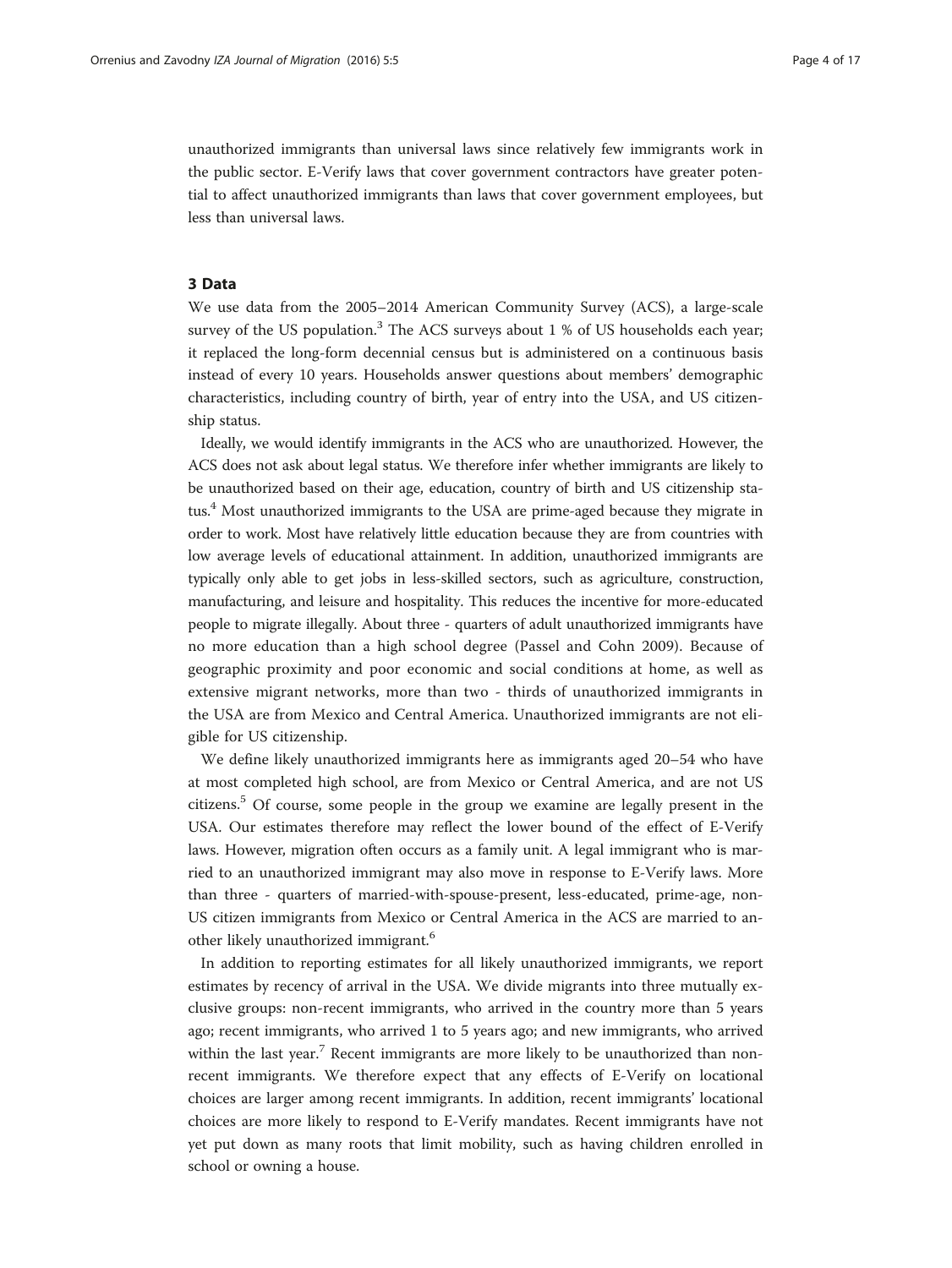unauthorized immigrants than universal laws since relatively few immigrants work in the public sector. E-Verify laws that cover government contractors have greater potential to affect unauthorized immigrants than laws that cover government employees, but less than universal laws.

## 3 Data

We use data from the 2005–2014 American Community Survey (ACS), a large-scale survey of the US population.[3] The ACS surveys about 1 % of US households each year; it replaced the long-form decennial census but is administered on a continuous basis instead of every 10 years. Households answer questions about members' demographic characteristics, including country of birth, year of entry into the USA, and US citizenship status.

Ideally, we would identify immigrants in the ACS who are unauthorized. However, the ACS does not ask about legal status. We therefore infer whether immigrants are likely to be unauthorized based on their age, education, country of birth and US citizenship status.[4] Most unauthorized immigrants to the USA are prime-aged because they migrate in order to work. Most have relatively little education because they are from countries with low average levels of educational attainment. In addition, unauthorized immigrants are typically only able to get jobs in less-skilled sectors, such as agriculture, construction, manufacturing, and leisure and hospitality. This reduces the incentive for more-educated people to migrate illegally. About three - quarters of adult unauthorized immigrants have no more education than a high school degree (Passel and Cohn 2009). Because of geographic proximity and poor economic and social conditions at home, as well as extensive migrant networks, more than two - thirds of unauthorized immigrants in the USA are from Mexico and Central America. Unauthorized immigrants are not eligible for US citizenship.

We define likely unauthorized immigrants here as immigrants aged 20–54 who have at most completed high school, are from Mexico or Central America, and are not US citizens.[5] Of course, some people in the group we examine are legally present in the USA. Our estimates therefore may reflect the lower bound of the effect of E-Verify laws. However, migration often occurs as a family unit. A legal immigrant who is married to an unauthorized immigrant may also move in response to E-Verify laws. More than three - quarters of married-with-spouse-present, less-educated, prime-age, non-US citizen immigrants from Mexico or Central America in the ACS are married to another likely unauthorized immigrant.[6]

In addition to reporting estimates for all likely unauthorized immigrants, we report estimates by recency of arrival in the USA. We divide migrants into three mutually exclusive groups: non-recent immigrants, who arrived in the country more than 5 years ago; recent immigrants, who arrived 1 to 5 years ago; and new immigrants, who arrived within the last year.[7] Recent immigrants are more likely to be unauthorized than non-recent immigrants. We therefore expect that any effects of E-Verify on locational choices are larger among recent immigrants. In addition, recent immigrants' locational choices are more likely to respond to E-Verify mandates. Recent immigrants have not yet put down as many roots that limit mobility, such as having children enrolled in school or owning a house.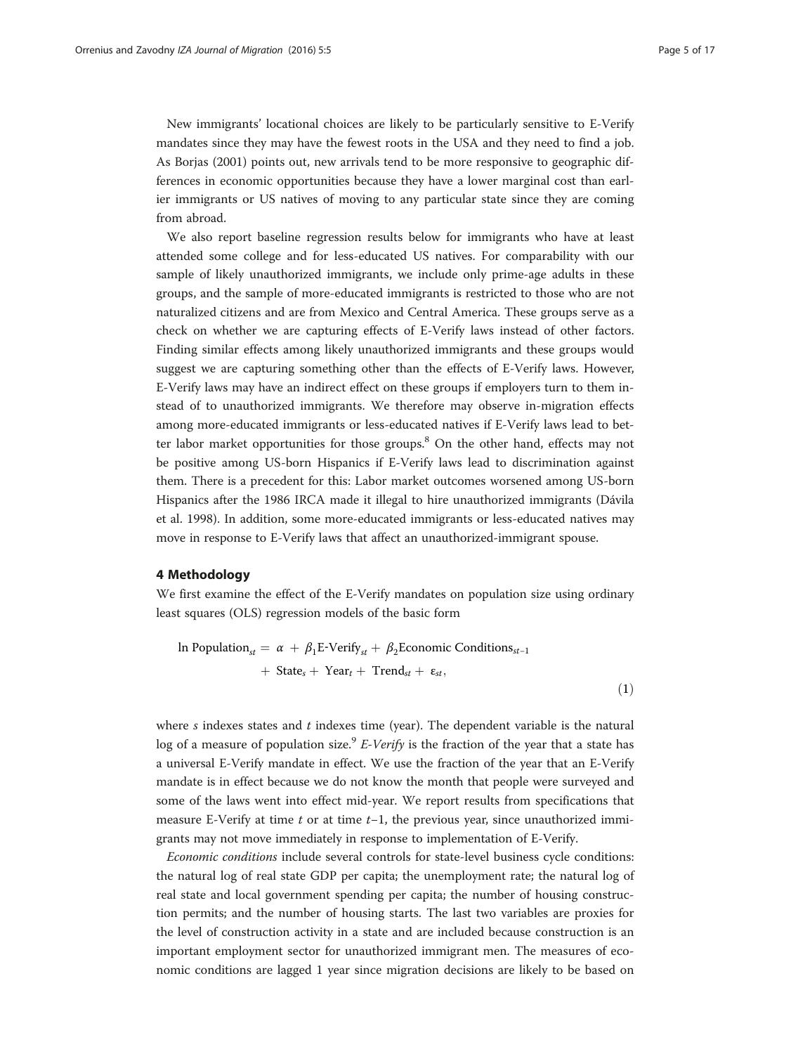New immigrants' locational choices are likely to be particularly sensitive to E-Verify mandates since they may have the fewest roots in the USA and they need to find a job. As Borjas (2001) points out, new arrivals tend to be more responsive to geographic differences in economic opportunities because they have a lower marginal cost than earlier immigrants or US natives of moving to any particular state since they are coming from abroad.

We also report baseline regression results below for immigrants who have at least attended some college and for less-educated US natives. For comparability with our sample of likely unauthorized immigrants, we include only prime-age adults in these groups, and the sample of more-educated immigrants is restricted to those who are not naturalized citizens and are from Mexico and Central America. These groups serve as a check on whether we are capturing effects of E-Verify laws instead of other factors. Finding similar effects among likely unauthorized immigrants and these groups would suggest we are capturing something other than the effects of E-Verify laws. However, E-Verify laws may have an indirect effect on these groups if employers turn to them instead of to unauthorized immigrants. We therefore may observe in-migration effects among more-educated immigrants or less-educated natives if E-Verify laws lead to better labor market opportunities for those groups.[8] On the other hand, effects may not be positive among US-born Hispanics if E-Verify laws lead to discrimination against them. There is a precedent for this: Labor market outcomes worsened among US-born Hispanics after the 1986 IRCA made it illegal to hire unauthorized immigrants (Dávila et al. 1998). In addition, some more-educated immigrants or less-educated natives may move in response to E-Verify laws that affect an unauthorized-immigrant spouse.

## 4 Methodology

We first examine the effect of the E-Verify mandates on population size using ordinary least squares (OLS) regression models of the basic form

$$\begin{aligned}\ln \text{Population}_{st} = \alpha + \beta_1 \text{E-Verify}_{st} + \beta_2 \text{Economic Conditions}_{st-1} \\ + \text{State}_s + \text{Year}_t + \text{Trend}_{st} + \varepsilon_{st},\end{aligned} \tag{1}$$

where $s$ indexes states and $t$ indexes time (year). The dependent variable is the natural log of a measure of population size.[9] *E-Verify* is the fraction of the year that a state has a universal E-Verify mandate in effect. We use the fraction of the year that an E-Verify mandate is in effect because we do not know the month that people were surveyed and some of the laws went into effect mid-year. We report results from specifications that measure E-Verify at time $t$ or at time $t$–1, the previous year, since unauthorized immigrants may not move immediately in response to implementation of E-Verify.

*Economic conditions* include several controls for state-level business cycle conditions: the natural log of real state GDP per capita; the unemployment rate; the natural log of real state and local government spending per capita; the number of housing construction permits; and the number of housing starts. The last two variables are proxies for the level of construction activity in a state and are included because construction is an important employment sector for unauthorized immigrant men. The measures of economic conditions are lagged 1 year since migration decisions are likely to be based on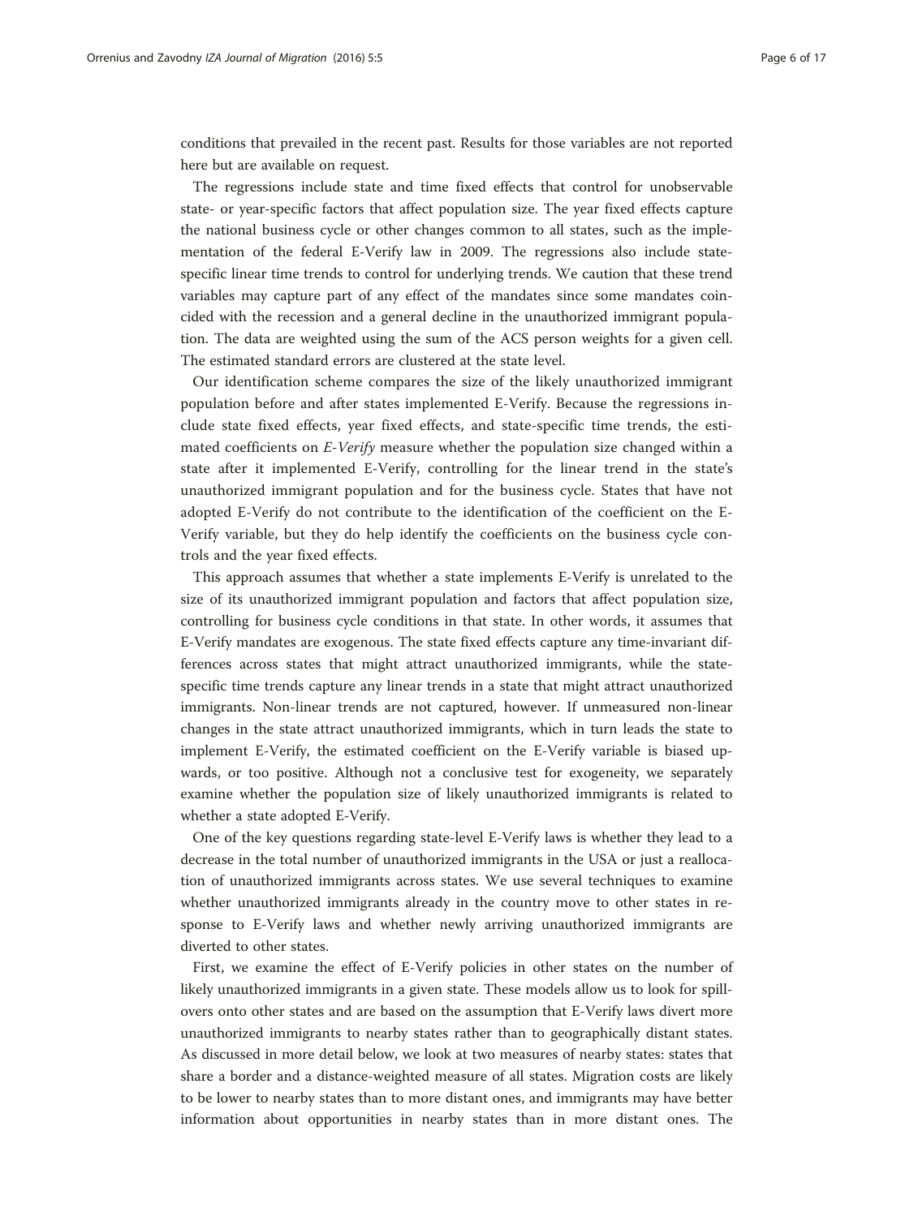conditions that prevailed in the recent past. Results for those variables are not reported here but are available on request.

The regressions include state and time fixed effects that control for unobservable state- or year-specific factors that affect population size. The year fixed effects capture the national business cycle or other changes common to all states, such as the implementation of the federal E-Verify law in 2009. The regressions also include state-specific linear time trends to control for underlying trends. We caution that these trend variables may capture part of any effect of the mandates since some mandates coincided with the recession and a general decline in the unauthorized immigrant population. The data are weighted using the sum of the ACS person weights for a given cell. The estimated standard errors are clustered at the state level.

Our identification scheme compares the size of the likely unauthorized immigrant population before and after states implemented E-Verify. Because the regressions include state fixed effects, year fixed effects, and state-specific time trends, the estimated coefficients on *E-Verify* measure whether the population size changed within a state after it implemented E-Verify, controlling for the linear trend in the state's unauthorized immigrant population and for the business cycle. States that have not adopted E-Verify do not contribute to the identification of the coefficient on the E-Verify variable, but they do help identify the coefficients on the business cycle controls and the year fixed effects.

This approach assumes that whether a state implements E-Verify is unrelated to the size of its unauthorized immigrant population and factors that affect population size, controlling for business cycle conditions in that state. In other words, it assumes that E-Verify mandates are exogenous. The state fixed effects capture any time-invariant differences across states that might attract unauthorized immigrants, while the state-specific time trends capture any linear trends in a state that might attract unauthorized immigrants. Non-linear trends are not captured, however. If unmeasured non-linear changes in the state attract unauthorized immigrants, which in turn leads the state to implement E-Verify, the estimated coefficient on the E-Verify variable is biased upwards, or too positive. Although not a conclusive test for exogeneity, we separately examine whether the population size of likely unauthorized immigrants is related to whether a state adopted E-Verify.

One of the key questions regarding state-level E-Verify laws is whether they lead to a decrease in the total number of unauthorized immigrants in the USA or just a reallocation of unauthorized immigrants across states. We use several techniques to examine whether unauthorized immigrants already in the country move to other states in response to E-Verify laws and whether newly arriving unauthorized immigrants are diverted to other states.

First, we examine the effect of E-Verify policies in other states on the number of likely unauthorized immigrants in a given state. These models allow us to look for spillovers onto other states and are based on the assumption that E-Verify laws divert more unauthorized immigrants to nearby states rather than to geographically distant states. As discussed in more detail below, we look at two measures of nearby states: states that share a border and a distance-weighted measure of all states. Migration costs are likely to be lower to nearby states than to more distant ones, and immigrants may have better information about opportunities in nearby states than in more distant ones. The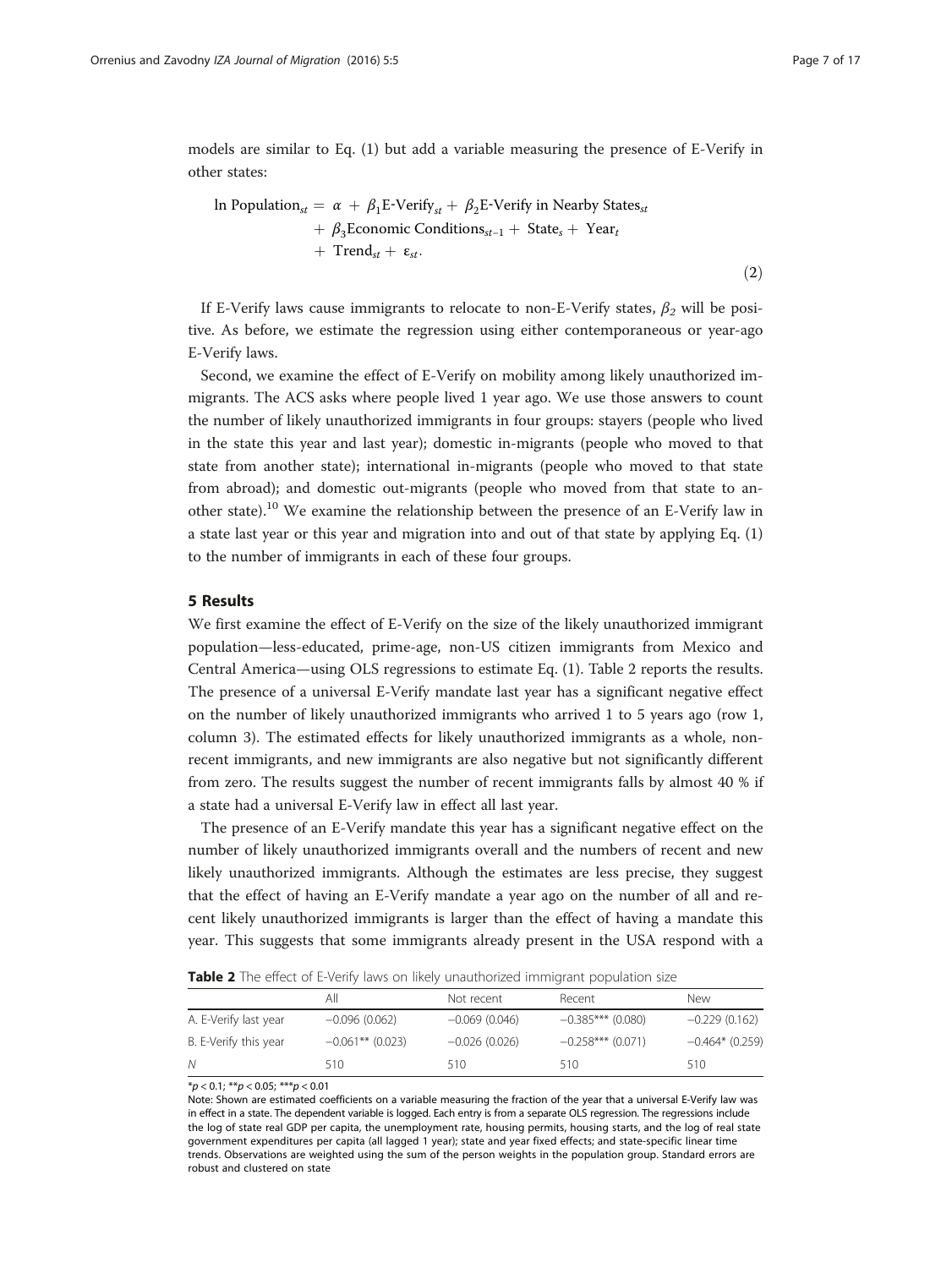models are similar to Eq. (1) but add a variable measuring the presence of E-Verify in other states:

$$\ln \text{Population}_{st} = \alpha + \beta_1 \text{E-Verify}_{st} + \beta_2 \text{E-Verify in Nearby States}_{st} + \beta_3 \text{Economic Conditions}_{st-1} + \text{State}_s + \text{Year}_t + \text{Trend}_{st} + \varepsilon_{st}. \tag{2}$$

If E-Verify laws cause immigrants to relocate to non-E-Verify states, $\beta_2$ will be positive. As before, we estimate the regression using either contemporaneous or year-ago E-Verify laws.

Second, we examine the effect of E-Verify on mobility among likely unauthorized immigrants. The ACS asks where people lived 1 year ago. We use those answers to count the number of likely unauthorized immigrants in four groups: stayers (people who lived in the state this year and last year); domestic in-migrants (people who moved to that state from another state); international in-migrants (people who moved to that state from abroad); and domestic out-migrants (people who moved from that state to another state).[10] We examine the relationship between the presence of an E-Verify law in a state last year or this year and migration into and out of that state by applying Eq. (1) to the number of immigrants in each of these four groups.

## 5 Results

We first examine the effect of E-Verify on the size of the likely unauthorized immigrant population—less-educated, prime-age, non-US citizen immigrants from Mexico and Central America—using OLS regressions to estimate Eq. (1). Table 2 reports the results. The presence of a universal E-Verify mandate last year has a significant negative effect on the number of likely unauthorized immigrants who arrived 1 to 5 years ago (row 1, column 3). The estimated effects for likely unauthorized immigrants as a whole, non-recent immigrants, and new immigrants are also negative but not significantly different from zero. The results suggest the number of recent immigrants falls by almost 40 % if a state had a universal E-Verify law in effect all last year.

The presence of an E-Verify mandate this year has a significant negative effect on the number of likely unauthorized immigrants overall and the numbers of recent and new likely unauthorized immigrants. Although the estimates are less precise, they suggest that the effect of having an E-Verify mandate a year ago on the number of all and recent likely unauthorized immigrants is larger than the effect of having a mandate this year. This suggests that some immigrants already present in the USA respond with a

**Table 2** The effect of E-Verify laws on likely unauthorized immigrant population size

| | All | Not recent | Recent | New |
|---|---|---|---|---|
| A. E-Verify last year | −0.096 (0.062) | −0.069 (0.046) | −0.385*** (0.080) | −0.229 (0.162) |
| B. E-Verify this year | −0.061** (0.023) | −0.026 (0.026) | −0.258*** (0.071) | −0.464* (0.259) |
| N | 510 | 510 | 510 | 510 |

*$p < 0.1$; **$p < 0.05$; ***$p < 0.01$

Note: Shown are estimated coefficients on a variable measuring the fraction of the year that a universal E-Verify law was in effect in a state. The dependent variable is logged. Each entry is from a separate OLS regression. The regressions include the log of state real GDP per capita, the unemployment rate, housing permits, housing starts, and the log of real state government expenditures per capita (all lagged 1 year); state and year fixed effects; and state-specific linear time trends. Observations are weighted using the sum of the person weights in the population group. Standard errors are robust and clustered on state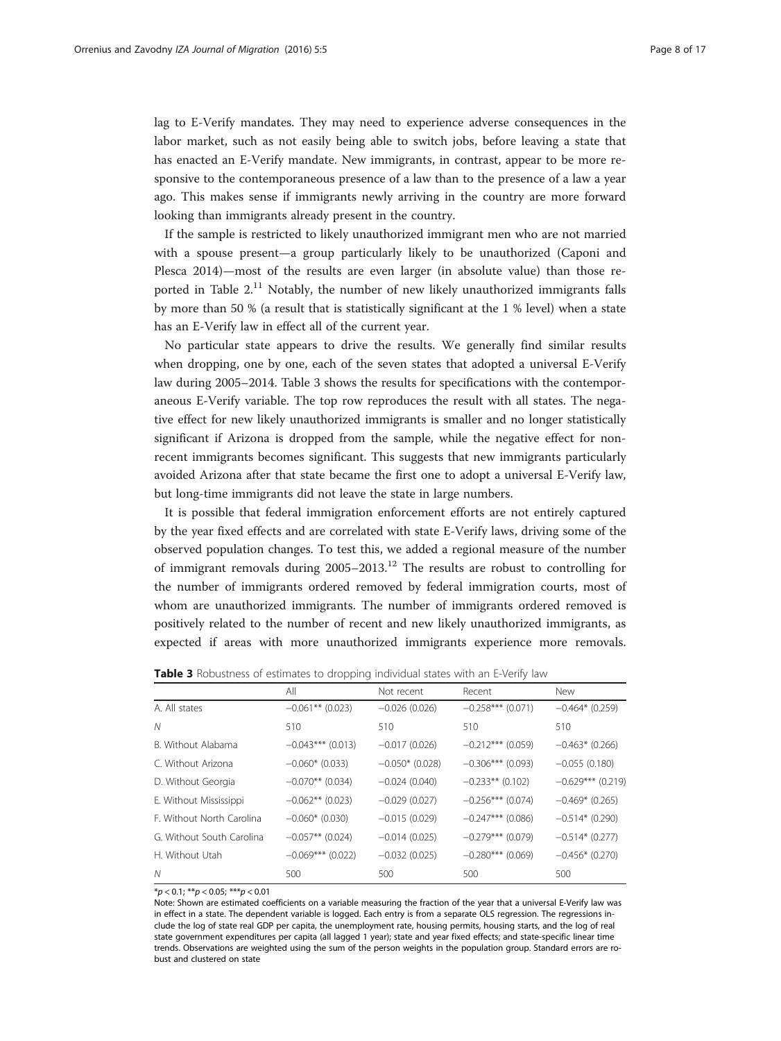lag to E-Verify mandates. They may need to experience adverse consequences in the labor market, such as not easily being able to switch jobs, before leaving a state that has enacted an E-Verify mandate. New immigrants, in contrast, appear to be more responsive to the contemporaneous presence of a law than to the presence of a law a year ago. This makes sense if immigrants newly arriving in the country are more forward looking than immigrants already present in the country.

If the sample is restricted to likely unauthorized immigrant men who are not married with a spouse present—a group particularly likely to be unauthorized (Caponi and Plesca 2014)—most of the results are even larger (in absolute value) than those reported in Table 2.[11] Notably, the number of new likely unauthorized immigrants falls by more than 50 % (a result that is statistically significant at the 1 % level) when a state has an E-Verify law in effect all of the current year.

No particular state appears to drive the results. We generally find similar results when dropping, one by one, each of the seven states that adopted a universal E-Verify law during 2005–2014. Table 3 shows the results for specifications with the contemporaneous E-Verify variable. The top row reproduces the result with all states. The negative effect for new likely unauthorized immigrants is smaller and no longer statistically significant if Arizona is dropped from the sample, while the negative effect for nonrecent immigrants becomes significant. This suggests that new immigrants particularly avoided Arizona after that state became the first one to adopt a universal E-Verify law, but long-time immigrants did not leave the state in large numbers.

It is possible that federal immigration enforcement efforts are not entirely captured by the year fixed effects and are correlated with state E-Verify laws, driving some of the observed population changes. To test this, we added a regional measure of the number of immigrant removals during 2005–2013.[12] The results are robust to controlling for the number of immigrants ordered removed by federal immigration courts, most of whom are unauthorized immigrants. The number of immigrants ordered removed is positively related to the number of recent and new likely unauthorized immigrants, as expected if areas with more unauthorized immigrants experience more removals.

**Table 3** Robustness of estimates to dropping individual states with an E-Verify law

| | All | Not recent | Recent | New |
|---|---|---|---|---|
| A. All states | −0.061** (0.023) | −0.026 (0.026) | −0.258*** (0.071) | −0.464* (0.259) |
| N | 510 | 510 | 510 | 510 |
| B. Without Alabama | −0.043*** (0.013) | −0.017 (0.026) | −0.212*** (0.059) | −0.463* (0.266) |
| C. Without Arizona | −0.060* (0.033) | −0.050* (0.028) | −0.306*** (0.093) | −0.055 (0.180) |
| D. Without Georgia | −0.070** (0.034) | −0.024 (0.040) | −0.233** (0.102) | −0.629*** (0.219) |
| E. Without Mississippi | −0.062** (0.023) | −0.029 (0.027) | −0.256*** (0.074) | −0.469* (0.265) |
| F. Without North Carolina | −0.060* (0.030) | −0.015 (0.029) | −0.247*** (0.086) | −0.514* (0.290) |
| G. Without South Carolina | −0.057** (0.024) | −0.014 (0.025) | −0.279*** (0.079) | −0.514* (0.277) |
| H. Without Utah | −0.069*** (0.022) | −0.032 (0.025) | −0.280*** (0.069) | −0.456* (0.270) |
| N | 500 | 500 | 500 | 500 |

*$p < 0.1$; **$p < 0.05$; ***$p < 0.01$

Note: Shown are estimated coefficients on a variable measuring the fraction of the year that a universal E-Verify law was in effect in a state. The dependent variable is logged. Each entry is from a separate OLS regression. The regressions include the log of state real GDP per capita, the unemployment rate, housing permits, housing starts, and the log of real state government expenditures per capita (all lagged 1 year); state and year fixed effects; and state-specific linear time trends. Observations are weighted using the sum of the person weights in the population group. Standard errors are robust and clustered on state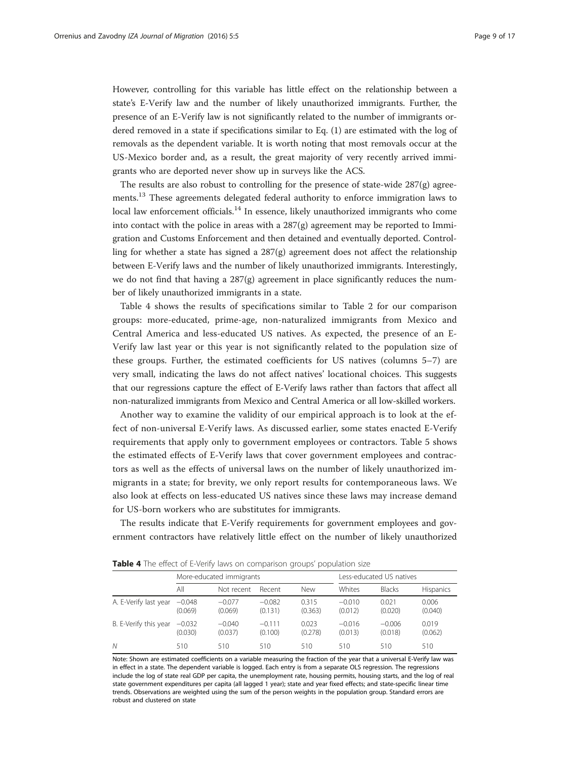However, controlling for this variable has little effect on the relationship between a state's E-Verify law and the number of likely unauthorized immigrants. Further, the presence of an E-Verify law is not significantly related to the number of immigrants ordered removed in a state if specifications similar to Eq. (1) are estimated with the log of removals as the dependent variable. It is worth noting that most removals occur at the US-Mexico border and, as a result, the great majority of very recently arrived immigrants who are deported never show up in surveys like the ACS.

The results are also robust to controlling for the presence of state-wide 287(g) agreements.[13] These agreements delegated federal authority to enforce immigration laws to local law enforcement officials.[14] In essence, likely unauthorized immigrants who come into contact with the police in areas with a 287(g) agreement may be reported to Immigration and Customs Enforcement and then detained and eventually deported. Controlling for whether a state has signed a 287(g) agreement does not affect the relationship between E-Verify laws and the number of likely unauthorized immigrants. Interestingly, we do not find that having a 287(g) agreement in place significantly reduces the number of likely unauthorized immigrants in a state.

Table 4 shows the results of specifications similar to Table 2 for our comparison groups: more-educated, prime-age, non-naturalized immigrants from Mexico and Central America and less-educated US natives. As expected, the presence of an E-Verify law last year or this year is not significantly related to the population size of these groups. Further, the estimated coefficients for US natives (columns 5–7) are very small, indicating the laws do not affect natives' locational choices. This suggests that our regressions capture the effect of E-Verify laws rather than factors that affect all non-naturalized immigrants from Mexico and Central America or all low-skilled workers.

Another way to examine the validity of our empirical approach is to look at the effect of non-universal E-Verify laws. As discussed earlier, some states enacted E-Verify requirements that apply only to government employees or contractors. Table 5 shows the estimated effects of E-Verify laws that cover government employees and contractors as well as the effects of universal laws on the number of likely unauthorized immigrants in a state; for brevity, we only report results for contemporaneous laws. We also look at effects on less-educated US natives since these laws may increase demand for US-born workers who are substitutes for immigrants.

The results indicate that E-Verify requirements for government employees and government contractors have relatively little effect on the number of likely unauthorized

**Table 4** The effect of E-Verify laws on comparison groups' population size

| | More-educated immigrants | | | | Less-educated US natives | | |
|---|---|---|---|---|---|---|---|
| | All | Not recent | Recent | New | Whites | Blacks | Hispanics |
| A. E-Verify last year | −0.048<br>(0.069) | −0.077<br>(0.069) | −0.082<br>(0.131) | 0.315<br>(0.363) | −0.010<br>(0.012) | 0.021<br>(0.020) | 0.006<br>(0.040) |
| B. E-Verify this year | −0.032<br>(0.030) | −0.040<br>(0.037) | −0.111<br>(0.100) | 0.023<br>(0.278) | −0.016<br>(0.013) | −0.006<br>(0.018) | 0.019<br>(0.062) |
| *N* | 510 | 510 | 510 | 510 | 510 | 510 | 510 |

Note: Shown are estimated coefficients on a variable measuring the fraction of the year that a universal E-Verify law was in effect in a state. The dependent variable is logged. Each entry is from a separate OLS regression. The regressions include the log of state real GDP per capita, the unemployment rate, housing permits, housing starts, and the log of real state government expenditures per capita (all lagged 1 year); state and year fixed effects; and state-specific linear time trends. Observations are weighted using the sum of the person weights in the population group. Standard errors are robust and clustered on state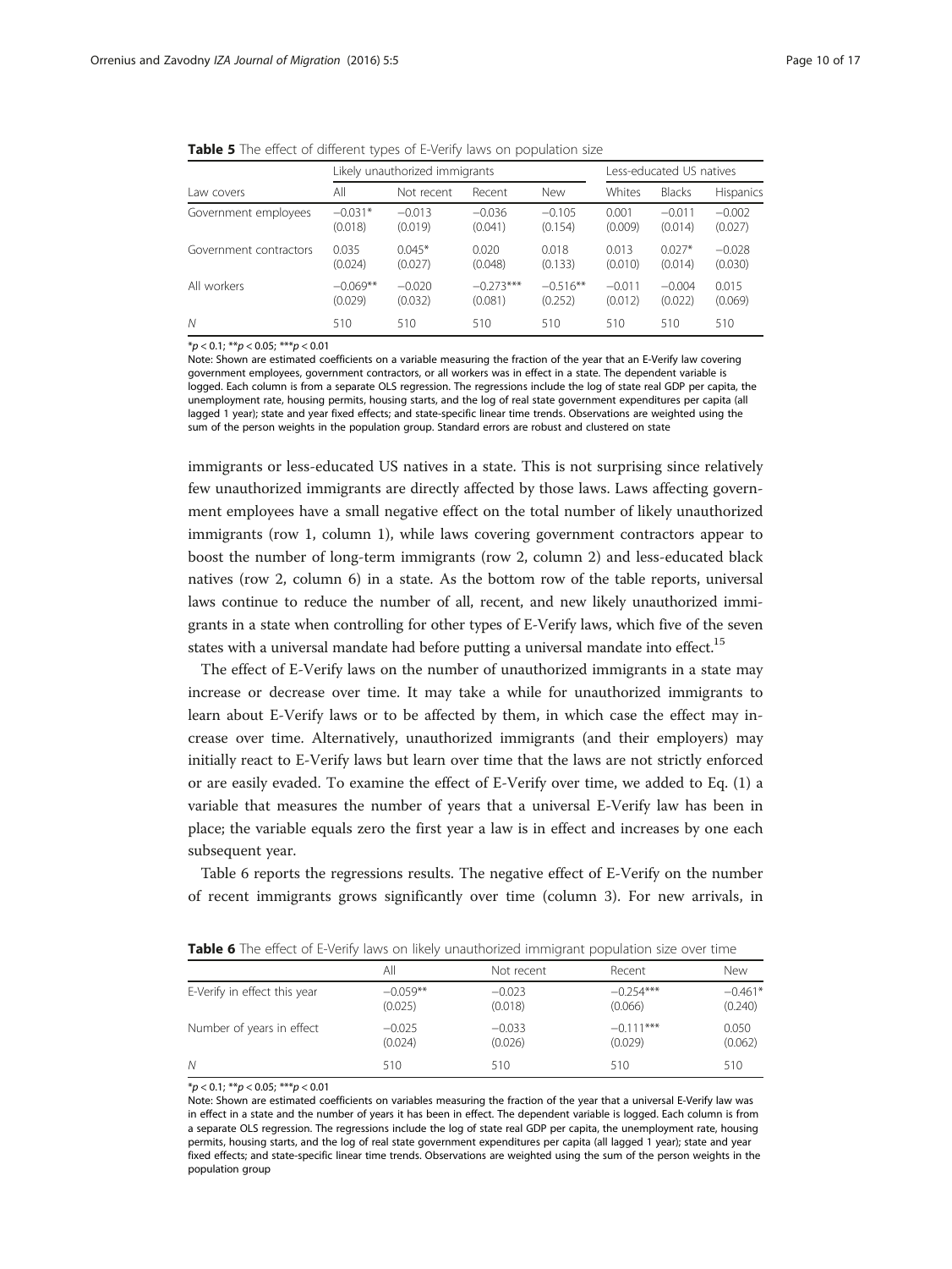**Table 5** The effect of different types of E-Verify laws on population size

| Law covers | Likely unauthorized immigrants | | | | Less-educated US natives | | |
|---|---|---|---|---|---|---|---|
| | All | Not recent | Recent | New | Whites | Blacks | Hispanics |
| Government employees | −0.031* | −0.013 | −0.036 | −0.105 | 0.001 | −0.011 | −0.002 |
| | (0.018) | (0.019) | (0.041) | (0.154) | (0.009) | (0.014) | (0.027) |
| Government contractors | 0.035 | 0.045* | 0.020 | 0.018 | 0.013 | 0.027* | −0.028 |
| | (0.024) | (0.027) | (0.048) | (0.133) | (0.010) | (0.014) | (0.030) |
| All workers | −0.069** | −0.020 | −0.273*** | −0.516** | −0.011 | −0.004 | 0.015 |
| | (0.029) | (0.032) | (0.081) | (0.252) | (0.012) | (0.022) | (0.069) |
| *N* | 510 | 510 | 510 | 510 | 510 | 510 | 510 |

*$p < 0.1$; **$p < 0.05$; ***$p < 0.01$

Note: Shown are estimated coefficients on a variable measuring the fraction of the year that an E-Verify law covering government employees, government contractors, or all workers was in effect in a state. The dependent variable is logged. Each column is from a separate OLS regression. The regressions include the log of state real GDP per capita, the unemployment rate, housing permits, housing starts, and the log of real state government expenditures per capita (all lagged 1 year); state and year fixed effects; and state-specific linear time trends. Observations are weighted using the sum of the person weights in the population group. Standard errors are robust and clustered on state

immigrants or less-educated US natives in a state. This is not surprising since relatively few unauthorized immigrants are directly affected by those laws. Laws affecting government employees have a small negative effect on the total number of likely unauthorized immigrants (row 1, column 1), while laws covering government contractors appear to boost the number of long-term immigrants (row 2, column 2) and less-educated black natives (row 2, column 6) in a state. As the bottom row of the table reports, universal laws continue to reduce the number of all, recent, and new likely unauthorized immigrants in a state when controlling for other types of E-Verify laws, which five of the seven states with a universal mandate had before putting a universal mandate into effect.[15]

The effect of E-Verify laws on the number of unauthorized immigrants in a state may increase or decrease over time. It may take a while for unauthorized immigrants to learn about E-Verify laws or to be affected by them, in which case the effect may increase over time. Alternatively, unauthorized immigrants (and their employers) may initially react to E-Verify laws but learn over time that the laws are not strictly enforced or are easily evaded. To examine the effect of E-Verify over time, we added to Eq. (1) a variable that measures the number of years that a universal E-Verify law has been in place; the variable equals zero the first year a law is in effect and increases by one each subsequent year.

Table 6 reports the regressions results. The negative effect of E-Verify on the number of recent immigrants grows significantly over time (column 3). For new arrivals, in

**Table 6** The effect of E-Verify laws on likely unauthorized immigrant population size over time

| | All | Not recent | Recent | New |
|---|---|---|---|---|
| E-Verify in effect this year | −0.059** | −0.023 | −0.254*** | −0.461* |
| | (0.025) | (0.018) | (0.066) | (0.240) |
| Number of years in effect | −0.025 | −0.033 | −0.111*** | 0.050 |
| | (0.024) | (0.026) | (0.029) | (0.062) |
| *N* | 510 | 510 | 510 | 510 |

*$p < 0.1$; **$p < 0.05$; ***$p < 0.01$

Note: Shown are estimated coefficients on variables measuring the fraction of the year that a universal E-Verify law was in effect in a state and the number of years it has been in effect. The dependent variable is logged. Each column is from a separate OLS regression. The regressions include the log of state real GDP per capita, the unemployment rate, housing permits, housing starts, and the log of real state government expenditures per capita (all lagged 1 year); state and year fixed effects; and state-specific linear time trends. Observations are weighted using the sum of the person weights in the population group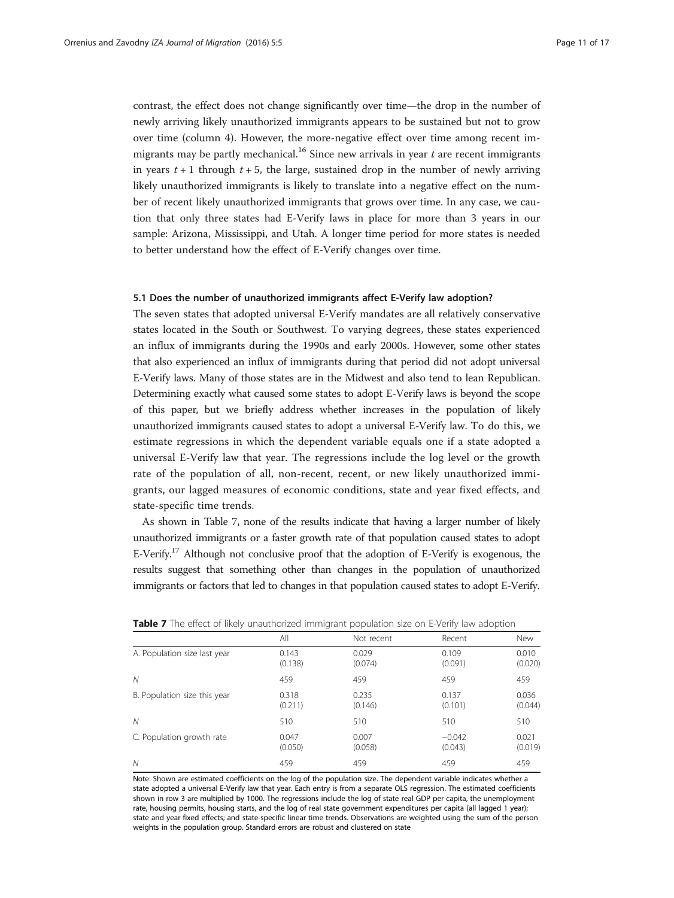contrast, the effect does not change significantly over time—the drop in the number of newly arriving likely unauthorized immigrants appears to be sustained but not to grow over time (column 4). However, the more-negative effect over time among recent immigrants may be partly mechanical.[16] Since new arrivals in year $t$ are recent immigrants in years $t+1$ through $t+5$, the large, sustained drop in the number of newly arriving likely unauthorized immigrants is likely to translate into a negative effect on the number of recent likely unauthorized immigrants that grows over time. In any case, we caution that only three states had E-Verify laws in place for more than 3 years in our sample: Arizona, Mississippi, and Utah. A longer time period for more states is needed to better understand how the effect of E-Verify changes over time.

### 5.1 Does the number of unauthorized immigrants affect E-Verify law adoption?

The seven states that adopted universal E-Verify mandates are all relatively conservative states located in the South or Southwest. To varying degrees, these states experienced an influx of immigrants during the 1990s and early 2000s. However, some other states that also experienced an influx of immigrants during that period did not adopt universal E-Verify laws. Many of those states are in the Midwest and also tend to lean Republican. Determining exactly what caused some states to adopt E-Verify laws is beyond the scope of this paper, but we briefly address whether increases in the population of likely unauthorized immigrants caused states to adopt a universal E-Verify law. To do this, we estimate regressions in which the dependent variable equals one if a state adopted a universal E-Verify law that year. The regressions include the log level or the growth rate of the population of all, non-recent, recent, or new likely unauthorized immigrants, our lagged measures of economic conditions, state and year fixed effects, and state-specific time trends.

As shown in Table 7, none of the results indicate that having a larger number of likely unauthorized immigrants or a faster growth rate of that population caused states to adopt E-Verify.[17] Although not conclusive proof that the adoption of E-Verify is exogenous, the results suggest that something other than changes in the population of unauthorized immigrants or factors that led to changes in that population caused states to adopt E-Verify.

**Table 7** The effect of likely unauthorized immigrant population size on E-Verify law adoption

| | All | Not recent | Recent | New |
|---|---|---|---|---|
| A. Population size last year | 0.143<br>(0.138) | 0.029<br>(0.074) | 0.109<br>(0.091) | 0.010<br>(0.020) |
| $N$ | 459 | 459 | 459 | 459 |
| B. Population size this year | 0.318<br>(0.211) | 0.235<br>(0.146) | 0.137<br>(0.101) | 0.036<br>(0.044) |
| $N$ | 510 | 510 | 510 | 510 |
| C. Population growth rate | 0.047<br>(0.050) | 0.007<br>(0.058) | −0.042<br>(0.043) | 0.021<br>(0.019) |
| $N$ | 459 | 459 | 459 | 459 |

Note: Shown are estimated coefficients on the log of the population size. The dependent variable indicates whether a state adopted a universal E-Verify law that year. Each entry is from a separate OLS regression. The estimated coefficients shown in row 3 are multiplied by 1000. The regressions include the log of state real GDP per capita, the unemployment rate, housing permits, housing starts, and the log of real state government expenditures per capita (all lagged 1 year); state and year fixed effects; and state-specific linear time trends. Observations are weighted using the sum of the person weights in the population group. Standard errors are robust and clustered on state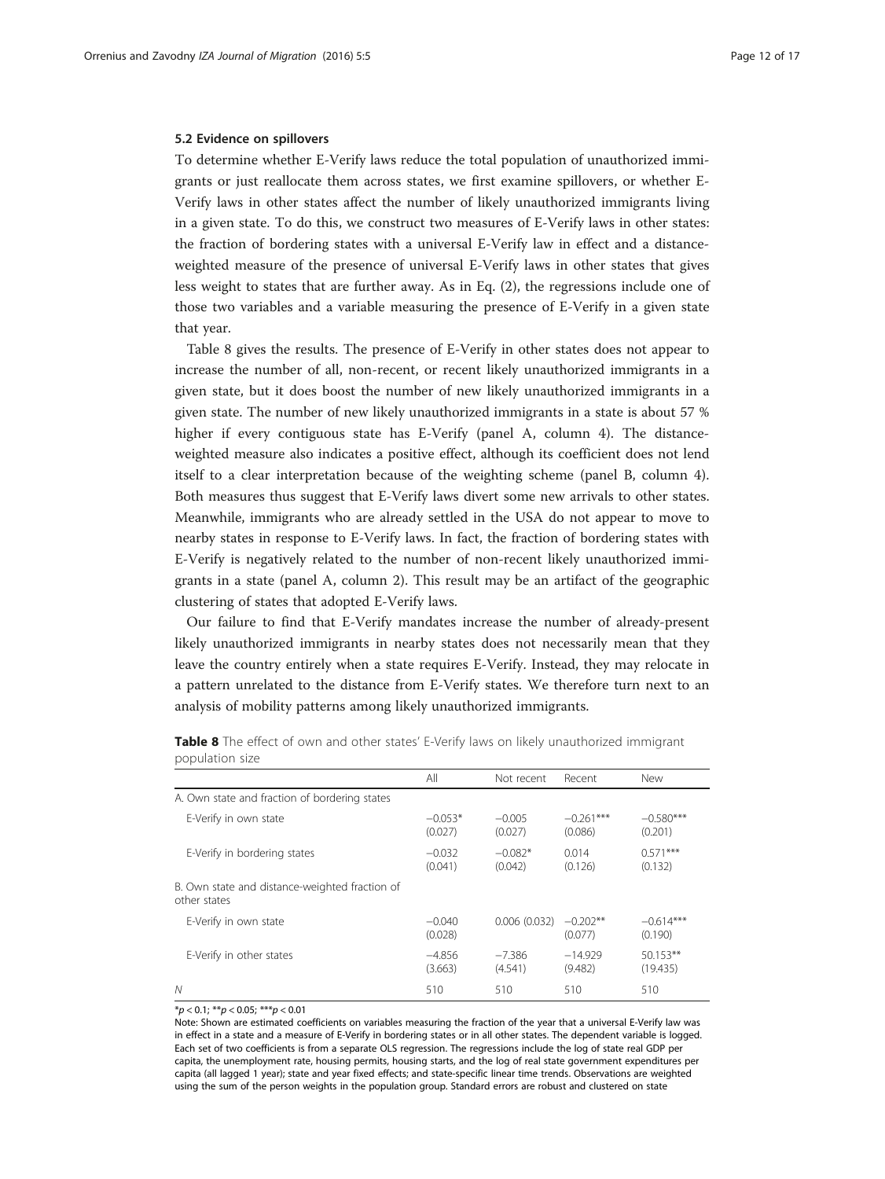### 5.2 Evidence on spillovers

To determine whether E-Verify laws reduce the total population of unauthorized immigrants or just reallocate them across states, we first examine spillovers, or whether E-Verify laws in other states affect the number of likely unauthorized immigrants living in a given state. To do this, we construct two measures of E-Verify laws in other states: the fraction of bordering states with a universal E-Verify law in effect and a distance-weighted measure of the presence of universal E-Verify laws in other states that gives less weight to states that are further away. As in Eq. (2), the regressions include one of those two variables and a variable measuring the presence of E-Verify in a given state that year.

Table 8 gives the results. The presence of E-Verify in other states does not appear to increase the number of all, non-recent, or recent likely unauthorized immigrants in a given state, but it does boost the number of new likely unauthorized immigrants in a given state. The number of new likely unauthorized immigrants in a state is about 57 % higher if every contiguous state has E-Verify (panel A, column 4). The distance-weighted measure also indicates a positive effect, although its coefficient does not lend itself to a clear interpretation because of the weighting scheme (panel B, column 4). Both measures thus suggest that E-Verify laws divert some new arrivals to other states. Meanwhile, immigrants who are already settled in the USA do not appear to move to nearby states in response to E-Verify laws. In fact, the fraction of bordering states with E-Verify is negatively related to the number of non-recent likely unauthorized immigrants in a state (panel A, column 2). This result may be an artifact of the geographic clustering of states that adopted E-Verify laws.

Our failure to find that E-Verify mandates increase the number of already-present likely unauthorized immigrants in nearby states does not necessarily mean that they leave the country entirely when a state requires E-Verify. Instead, they may relocate in a pattern unrelated to the distance from E-Verify states. We therefore turn next to an analysis of mobility patterns among likely unauthorized immigrants.

**Table 8** The effect of own and other states' E-Verify laws on likely unauthorized immigrant population size

| | All | Not recent | Recent | New |
|---|---|---|---|---|
| A. Own state and fraction of bordering states | | | | |
| E-Verify in own state | −0.053* (0.027) | −0.005 (0.027) | −0.261*** (0.086) | −0.580*** (0.201) |
| E-Verify in bordering states | −0.032 (0.041) | −0.082* (0.042) | 0.014 (0.126) | 0.571*** (0.132) |
| B. Own state and distance-weighted fraction of other states | | | | |
| E-Verify in own state | −0.040 (0.028) | 0.006 (0.032) | −0.202** (0.077) | −0.614*** (0.190) |
| E-Verify in other states | −4.856 (3.663) | −7.386 (4.541) | −14.929 (9.482) | 50.153** (19.435) |
| *N* | 510 | 510 | 510 | 510 |

*$p < 0.1$; **$p < 0.05$; ***$p < 0.01$

Note: Shown are estimated coefficients on variables measuring the fraction of the year that a universal E-Verify law was in effect in a state and a measure of E-Verify in bordering states or in all other states. The dependent variable is logged. Each set of two coefficients is from a separate OLS regression. The regressions include the log of state real GDP per capita, the unemployment rate, housing permits, housing starts, and the log of real state government expenditures per capita (all lagged 1 year); state and year fixed effects; and state-specific linear time trends. Observations are weighted using the sum of the person weights in the population group. Standard errors are robust and clustered on state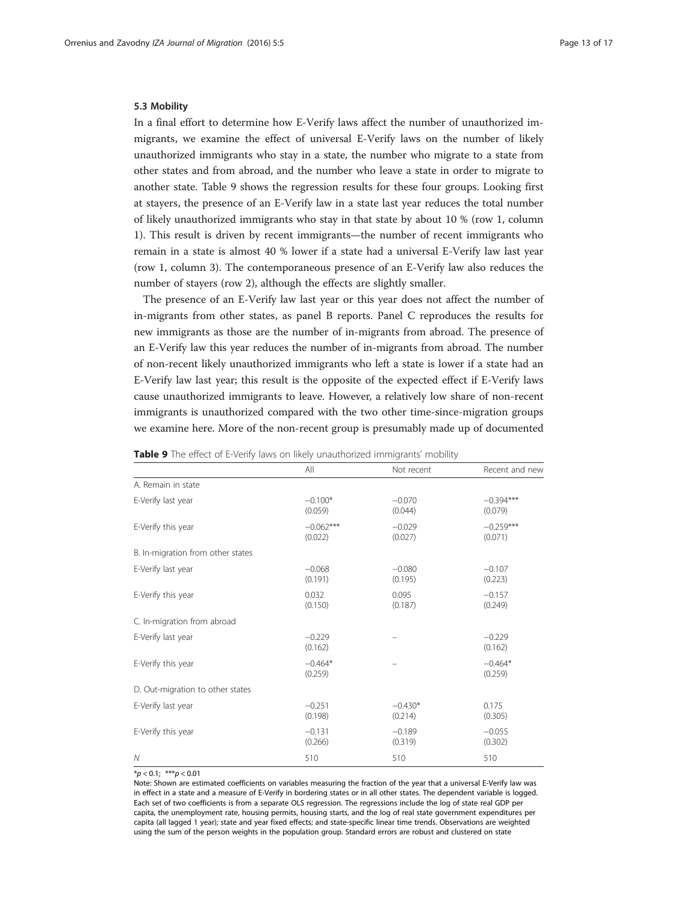### 5.3 Mobility

In a final effort to determine how E-Verify laws affect the number of unauthorized immigrants, we examine the effect of universal E-Verify laws on the number of likely unauthorized immigrants who stay in a state, the number who migrate to a state from other states and from abroad, and the number who leave a state in order to migrate to another state. Table 9 shows the regression results for these four groups. Looking first at stayers, the presence of an E-Verify law in a state last year reduces the total number of likely unauthorized immigrants who stay in that state by about 10 % (row 1, column 1). This result is driven by recent immigrants—the number of recent immigrants who remain in a state is almost 40 % lower if a state had a universal E-Verify law last year (row 1, column 3). The contemporaneous presence of an E-Verify law also reduces the number of stayers (row 2), although the effects are slightly smaller.

The presence of an E-Verify law last year or this year does not affect the number of in-migrants from other states, as panel B reports. Panel C reproduces the results for new immigrants as those are the number of in-migrants from abroad. The presence of an E-Verify law this year reduces the number of in-migrants from abroad. The number of non-recent likely unauthorized immigrants who left a state is lower if a state had an E-Verify law last year; this result is the opposite of the expected effect if E-Verify laws cause unauthorized immigrants to leave. However, a relatively low share of non-recent immigrants is unauthorized compared with the two other time-since-migration groups we examine here. More of the non-recent group is presumably made up of documented

**Table 9** The effect of E-Verify laws on likely unauthorized immigrants' mobility

| | All | Not recent | Recent and new |
|---|---|---|---|
| A. Remain in state | | | |
| E-Verify last year | −0.100* (0.059) | −0.070 (0.044) | −0.394*** (0.079) |
| E-Verify this year | −0.062*** (0.022) | −0.029 (0.027) | −0.259*** (0.071) |
| B. In-migration from other states | | | |
| E-Verify last year | −0.068 (0.191) | −0.080 (0.195) | −0.107 (0.223) |
| E-Verify this year | 0.032 (0.150) | 0.095 (0.187) | −0.157 (0.249) |
| C. In-migration from abroad | | | |
| E-Verify last year | −0.229 (0.162) | – | −0.229 (0.162) |
| E-Verify this year | −0.464* (0.259) | – | −0.464* (0.259) |
| D. Out-migration to other states | | | |
| E-Verify last year | −0.251 (0.198) | −0.430* (0.214) | 0.175 (0.305) |
| E-Verify this year | −0.131 (0.266) | −0.189 (0.319) | −0.055 (0.302) |
| N | 510 | 510 | 510 |

*$p < 0.1$; ***$p < 0.01$

Note: Shown are estimated coefficients on variables measuring the fraction of the year that a universal E-Verify law was in effect in a state and a measure of E-Verify in bordering states or in all other states. The dependent variable is logged. Each set of two coefficients is from a separate OLS regression. The regressions include the log of state real GDP per capita, the unemployment rate, housing permits, housing starts, and the log of real state government expenditures per capita (all lagged 1 year); state and year fixed effects; and state-specific linear time trends. Observations are weighted using the sum of the person weights in the population group. Standard errors are robust and clustered on state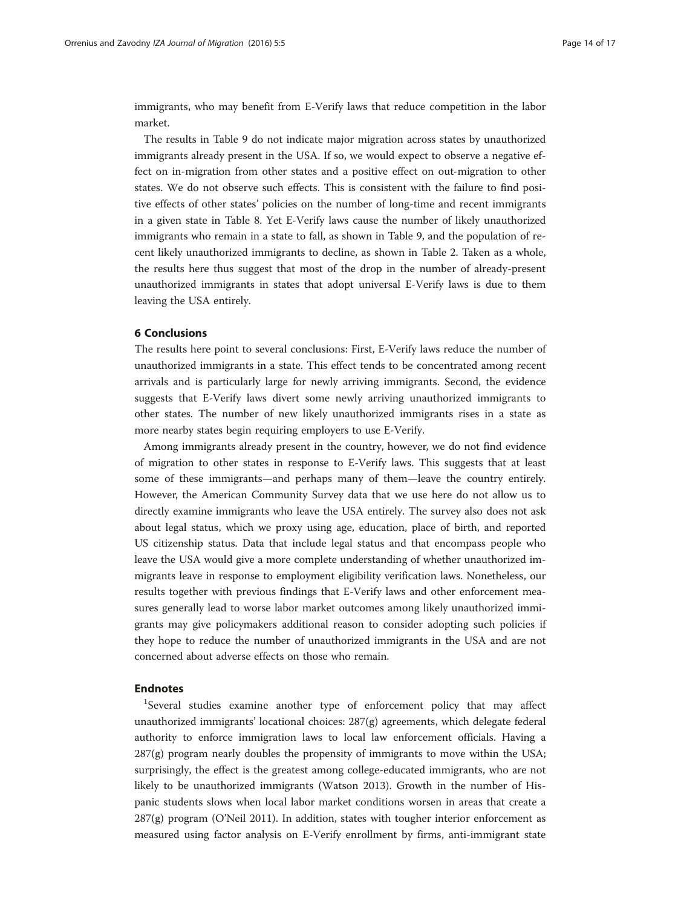immigrants, who may benefit from E-Verify laws that reduce competition in the labor market.

The results in Table 9 do not indicate major migration across states by unauthorized immigrants already present in the USA. If so, we would expect to observe a negative effect on in-migration from other states and a positive effect on out-migration to other states. We do not observe such effects. This is consistent with the failure to find positive effects of other states' policies on the number of long-time and recent immigrants in a given state in Table 8. Yet E-Verify laws cause the number of likely unauthorized immigrants who remain in a state to fall, as shown in Table 9, and the population of recent likely unauthorized immigrants to decline, as shown in Table 2. Taken as a whole, the results here thus suggest that most of the drop in the number of already-present unauthorized immigrants in states that adopt universal E-Verify laws is due to them leaving the USA entirely.

## 6 Conclusions

The results here point to several conclusions: First, E-Verify laws reduce the number of unauthorized immigrants in a state. This effect tends to be concentrated among recent arrivals and is particularly large for newly arriving immigrants. Second, the evidence suggests that E-Verify laws divert some newly arriving unauthorized immigrants to other states. The number of new likely unauthorized immigrants rises in a state as more nearby states begin requiring employers to use E-Verify.

Among immigrants already present in the country, however, we do not find evidence of migration to other states in response to E-Verify laws. This suggests that at least some of these immigrants—and perhaps many of them—leave the country entirely. However, the American Community Survey data that we use here do not allow us to directly examine immigrants who leave the USA entirely. The survey also does not ask about legal status, which we proxy using age, education, place of birth, and reported US citizenship status. Data that include legal status and that encompass people who leave the USA would give a more complete understanding of whether unauthorized immigrants leave in response to employment eligibility verification laws. Nonetheless, our results together with previous findings that E-Verify laws and other enforcement measures generally lead to worse labor market outcomes among likely unauthorized immigrants may give policymakers additional reason to consider adopting such policies if they hope to reduce the number of unauthorized immigrants in the USA and are not concerned about adverse effects on those who remain.

## Endnotes

[1]Several studies examine another type of enforcement policy that may affect unauthorized immigrants' locational choices: 287(g) agreements, which delegate federal authority to enforce immigration laws to local law enforcement officials. Having a 287(g) program nearly doubles the propensity of immigrants to move within the USA; surprisingly, the effect is the greatest among college-educated immigrants, who are not likely to be unauthorized immigrants (Watson 2013). Growth in the number of Hispanic students slows when local labor market conditions worsen in areas that create a 287(g) program (O'Neil 2011). In addition, states with tougher interior enforcement as measured using factor analysis on E-Verify enrollment by firms, anti-immigrant state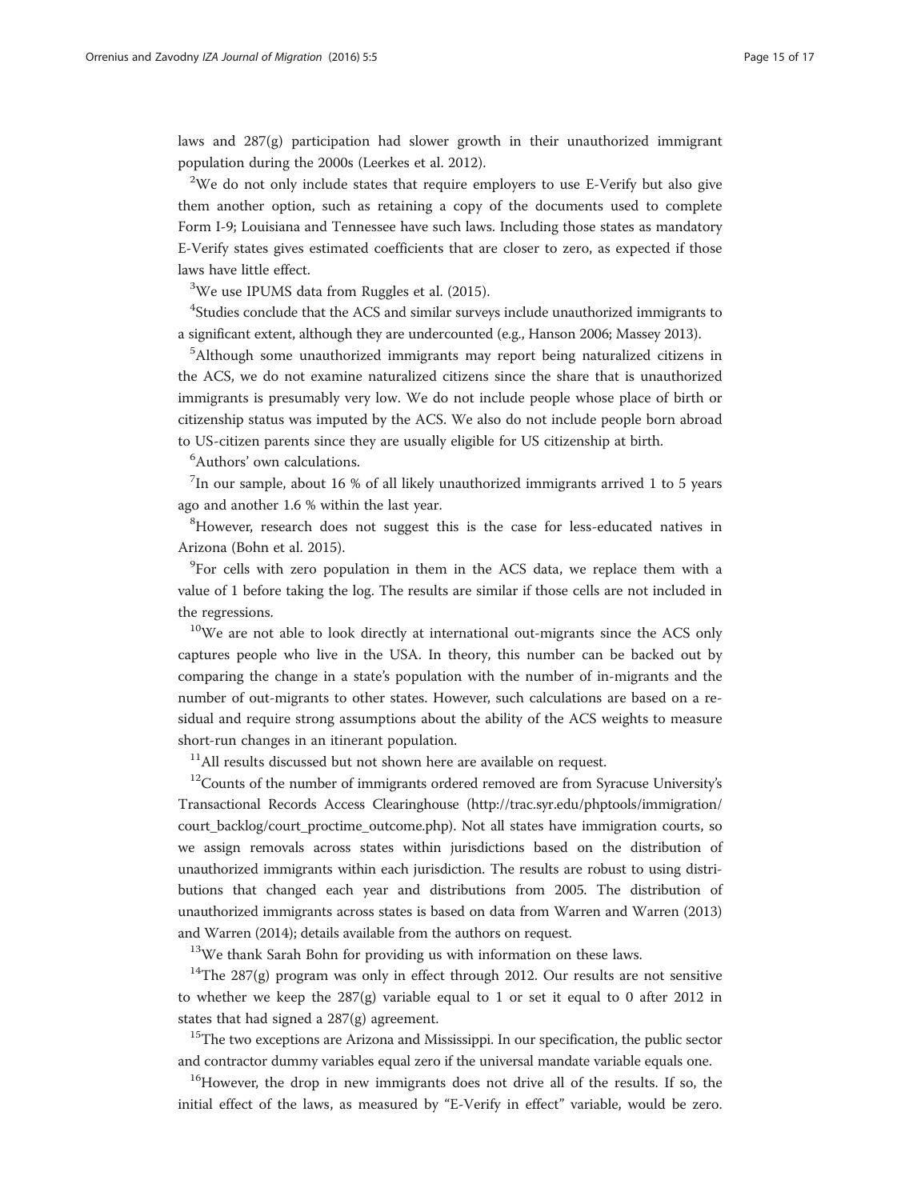laws and 287(g) participation had slower growth in their unauthorized immigrant population during the 2000s (Leerkes et al. 2012).

[2]We do not only include states that require employers to use E-Verify but also give them another option, such as retaining a copy of the documents used to complete Form I-9; Louisiana and Tennessee have such laws. Including those states as mandatory E-Verify states gives estimated coefficients that are closer to zero, as expected if those laws have little effect.

[3]We use IPUMS data from Ruggles et al. (2015).

[4]Studies conclude that the ACS and similar surveys include unauthorized immigrants to a significant extent, although they are undercounted (e.g., Hanson 2006; Massey 2013).

[5]Although some unauthorized immigrants may report being naturalized citizens in the ACS, we do not examine naturalized citizens since the share that is unauthorized immigrants is presumably very low. We do not include people whose place of birth or citizenship status was imputed by the ACS. We also do not include people born abroad to US-citizen parents since they are usually eligible for US citizenship at birth.

[6]Authors' own calculations.

[7]In our sample, about 16 % of all likely unauthorized immigrants arrived 1 to 5 years ago and another 1.6 % within the last year.

[8]However, research does not suggest this is the case for less-educated natives in Arizona (Bohn et al. 2015).

[9]For cells with zero population in them in the ACS data, we replace them with a value of 1 before taking the log. The results are similar if those cells are not included in the regressions.

[10]We are not able to look directly at international out-migrants since the ACS only captures people who live in the USA. In theory, this number can be backed out by comparing the change in a state's population with the number of in-migrants and the number of out-migrants to other states. However, such calculations are based on a residual and require strong assumptions about the ability of the ACS weights to measure short-run changes in an itinerant population.

[11]All results discussed but not shown here are available on request.

[12]Counts of the number of immigrants ordered removed are from Syracuse University's Transactional Records Access Clearinghouse (http://trac.syr.edu/phptools/immigration/court_backlog/court_proctime_outcome.php). Not all states have immigration courts, so we assign removals across states within jurisdictions based on the distribution of unauthorized immigrants within each jurisdiction. The results are robust to using distributions that changed each year and distributions from 2005. The distribution of unauthorized immigrants across states is based on data from Warren and Warren (2013) and Warren (2014); details available from the authors on request.

[13]We thank Sarah Bohn for providing us with information on these laws.

[14]The 287(g) program was only in effect through 2012. Our results are not sensitive to whether we keep the 287(g) variable equal to 1 or set it equal to 0 after 2012 in states that had signed a 287(g) agreement.

[15]The two exceptions are Arizona and Mississippi. In our specification, the public sector and contractor dummy variables equal zero if the universal mandate variable equals one.

[16]However, the drop in new immigrants does not drive all of the results. If so, the initial effect of the laws, as measured by "E-Verify in effect" variable, would be zero.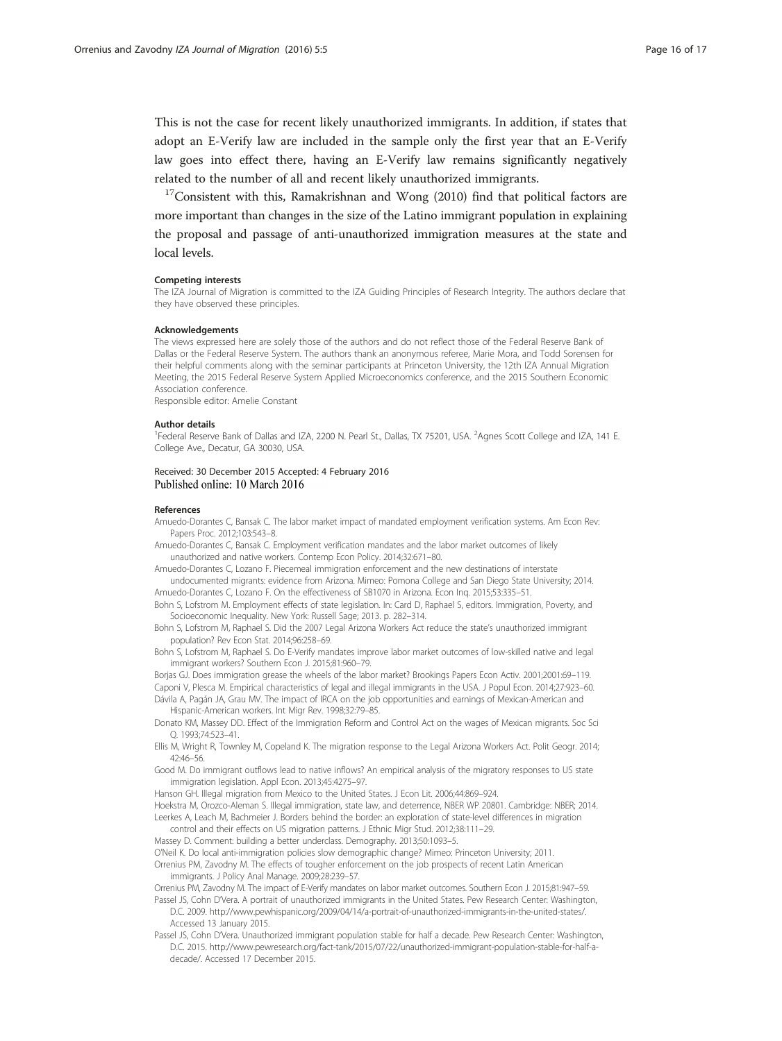This is not the case for recent likely unauthorized immigrants. In addition, if states that adopt an E-Verify law are included in the sample only the first year that an E-Verify law goes into effect there, having an E-Verify law remains significantly negatively related to the number of all and recent likely unauthorized immigrants.

[17]Consistent with this, Ramakrishnan and Wong (2010) find that political factors are more important than changes in the size of the Latino immigrant population in explaining the proposal and passage of anti-unauthorized immigration measures at the state and local levels.

#### Competing interests

The IZA Journal of Migration is committed to the IZA Guiding Principles of Research Integrity. The authors declare that they have observed these principles.

#### Acknowledgements

The views expressed here are solely those of the authors and do not reflect those of the Federal Reserve Bank of Dallas or the Federal Reserve System. The authors thank an anonymous referee, Marie Mora, and Todd Sorensen for their helpful comments along with the seminar participants at Princeton University, the 12th IZA Annual Migration Meeting, the 2015 Federal Reserve System Applied Microeconomics conference, and the 2015 Southern Economic Association conference.

Responsible editor: Amelie Constant

#### Author details

[1]Federal Reserve Bank of Dallas and IZA, 2200 N. Pearl St., Dallas, TX 75201, USA. [2]Agnes Scott College and IZA, 141 E. College Ave., Decatur, GA 30030, USA.

Received: 30 December 2015 Accepted: 4 February 2016
Published online: 10 March 2016

#### References

Amuedo-Dorantes C, Bansak C. The labor market impact of mandated employment verification systems. Am Econ Rev: Papers Proc. 2012;103:543–8.

Amuedo-Dorantes C, Bansak C. Employment verification mandates and the labor market outcomes of likely unauthorized and native workers. Contemp Econ Policy. 2014;32:671–80.

Amuedo-Dorantes C, Lozano F. Piecemeal immigration enforcement and the new destinations of interstate undocumented migrants: evidence from Arizona. Mimeo: Pomona College and San Diego State University; 2014.

Amuedo-Dorantes C, Lozano F. On the effectiveness of SB1070 in Arizona. Econ Inq. 2015;53:335–51.

Bohn S, Lofstrom M. Employment effects of state legislation. In: Card D, Raphael S, editors. Immigration, Poverty, and Socioeconomic Inequality. New York: Russell Sage; 2013. p. 282–314.

Bohn S, Lofstrom M, Raphael S. Did the 2007 Legal Arizona Workers Act reduce the state's unauthorized immigrant population? Rev Econ Stat. 2014;96:258–69.

Bohn S, Lofstrom M, Raphael S. Do E-Verify mandates improve labor market outcomes of low-skilled native and legal immigrant workers? Southern Econ J. 2015;81:960–79.

Borjas GJ. Does immigration grease the wheels of the labor market? Brookings Papers Econ Activ. 2001;2001:69–119.

Caponi V, Plesca M. Empirical characteristics of legal and illegal immigrants in the USA. J Popul Econ. 2014;27:923–60.

Dávila A, Pagán JA, Grau MV. The impact of IRCA on the job opportunities and earnings of Mexican-American and Hispanic-American workers. Int Migr Rev. 1998;32:79–85.

Donato KM, Massey DD. Effect of the Immigration Reform and Control Act on the wages of Mexican migrants. Soc Sci Q. 1993;74:523–41.

Ellis M, Wright R, Townley M, Copeland K. The migration response to the Legal Arizona Workers Act. Polit Geogr. 2014; 42:46–56.

Good M. Do immigrant outflows lead to native inflows? An empirical analysis of the migratory responses to US state immigration legislation. Appl Econ. 2013;45:4275–97.

Hanson GH. Illegal migration from Mexico to the United States. J Econ Lit. 2006;44:869–924.

Hoekstra M, Orozco-Aleman S. Illegal immigration, state law, and deterrence, NBER WP 20801. Cambridge: NBER; 2014.

Leerkes A, Leach M, Bachmeier J. Borders behind the border: an exploration of state-level differences in migration control and their effects on US migration patterns. J Ethnic Migr Stud. 2012;38:111–29.

Massey D. Comment: building a better underclass. Demography. 2013;50:1093–5.

O'Neil K. Do local anti-immigration policies slow demographic change? Mimeo: Princeton University; 2011.

Orrenius PM, Zavodny M. The effects of tougher enforcement on the job prospects of recent Latin American immigrants. J Policy Anal Manage. 2009;28:239–57.

Orrenius PM, Zavodny M. The impact of E-Verify mandates on labor market outcomes. Southern Econ J. 2015;81:947–59.

Passel JS, Cohn D'Vera. A portrait of unauthorized immigrants in the United States. Pew Research Center: Washington, D.C. 2009. http://www.pewhispanic.org/2009/04/14/a-portrait-of-unauthorized-immigrants-in-the-united-states/. Accessed 13 January 2015.

Passel JS, Cohn D'Vera. Unauthorized immigrant population stable for half a decade. Pew Research Center: Washington, D.C. 2015. http://www.pewresearch.org/fact-tank/2015/07/22/unauthorized-immigrant-population-stable-for-half-a-decade/. Accessed 17 December 2015.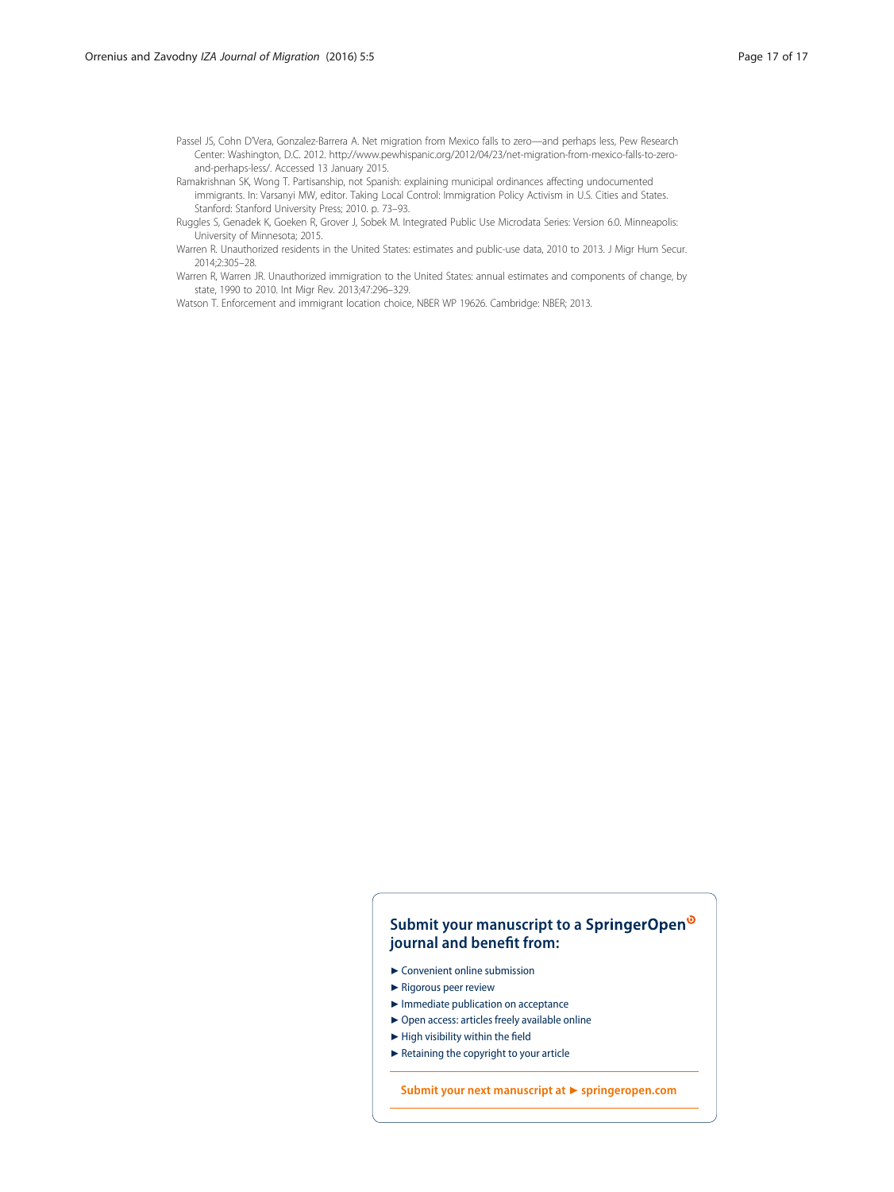Passel JS, Cohn D'Vera, Gonzalez-Barrera A. Net migration from Mexico falls to zero—and perhaps less, Pew Research Center: Washington, D.C. 2012. http://www.pewhispanic.org/2012/04/23/net-migration-from-mexico-falls-to-zero-and-perhaps-less/. Accessed 13 January 2015.

Ramakrishnan SK, Wong T. Partisanship, not Spanish: explaining municipal ordinances affecting undocumented immigrants. In: Varsanyi MW, editor. Taking Local Control: Immigration Policy Activism in U.S. Cities and States. Stanford: Stanford University Press; 2010. p. 73–93.

Ruggles S, Genadek K, Goeken R, Grover J, Sobek M. Integrated Public Use Microdata Series: Version 6.0. Minneapolis: University of Minnesota; 2015.

Warren R. Unauthorized residents in the United States: estimates and public-use data, 2010 to 2013. J Migr Hum Secur. 2014;2:305–28.

Warren R, Warren JR. Unauthorized immigration to the United States: annual estimates and components of change, by state, 1990 to 2010. Int Migr Rev. 2013;47:296–329.

Watson T. Enforcement and immigrant location choice, NBER WP 19626. Cambridge: NBER; 2013.

**Submit your manuscript to a SpringerOpen journal and benefit from:**

- ► Convenient online submission
- ► Rigorous peer review
- ► Immediate publication on acceptance
- ► Open access: articles freely available online
- ► High visibility within the field
- ► Retaining the copyright to your article

**Submit your next manuscript at ► springeropen.com**